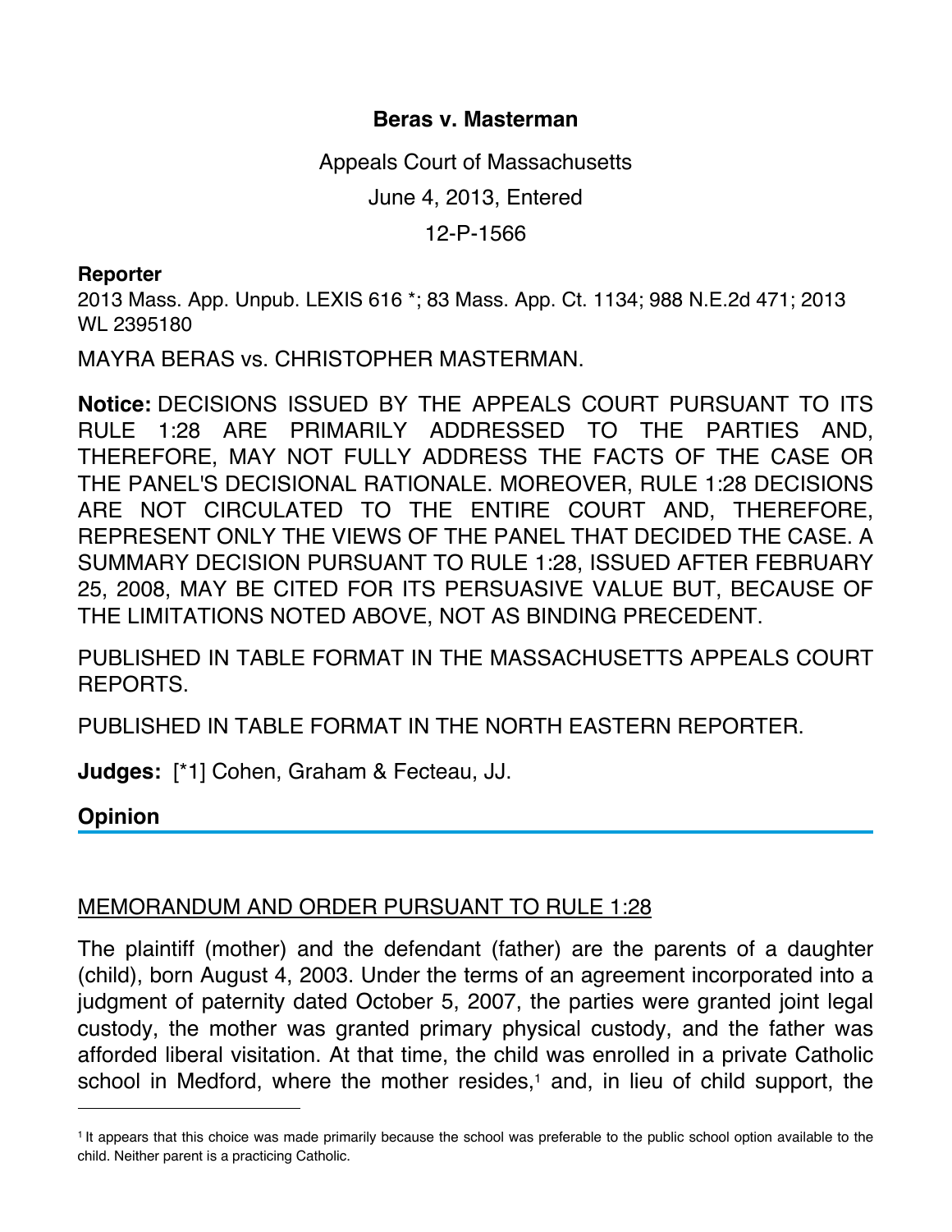# Beras v. Masterman

Appeals Court of Massachusetts

June 4, 2013, Entered

12-P-1566

**Reporter**

2013 Mass. App. Unpub. LEXIS 616 *; 83 Mass. App. Ct. 1134; 988 N.E.2d 471; 2013 WL 2395180

MAYRA BERAS vs. CHRISTOPHER MASTERMAN.

**Notice:** DECISIONS ISSUED BY THE APPEALS COURT PURSUANT TO ITS RULE 1:28 ARE PRIMARILY ADDRESSED TO THE PARTIES AND, THEREFORE, MAY NOT FULLY ADDRESS THE FACTS OF THE CASE OR THE PANEL'S DECISIONAL RATIONALE. MOREOVER, RULE 1:28 DECISIONS ARE NOT CIRCULATED TO THE ENTIRE COURT AND, THEREFORE, REPRESENT ONLY THE VIEWS OF THE PANEL THAT DECIDED THE CASE. A SUMMARY DECISION PURSUANT TO RULE 1:28, ISSUED AFTER FEBRUARY 25, 2008, MAY BE CITED FOR ITS PERSUASIVE VALUE BUT, BECAUSE OF THE LIMITATIONS NOTED ABOVE, NOT AS BINDING PRECEDENT.

PUBLISHED IN TABLE FORMAT IN THE MASSACHUSETTS APPEALS COURT REPORTS.

PUBLISHED IN TABLE FORMAT IN THE NORTH EASTERN REPORTER.

**Judges:** [*1] Cohen, Graham & Fecteau, JJ.

## Opinion

MEMORANDUM AND ORDER PURSUANT TO RULE 1:28

The plaintiff (mother) and the defendant (father) are the parents of a daughter (child), born August 4, 2003. Under the terms of an agreement incorporated into a judgment of paternity dated October 5, 2007, the parties were granted joint legal custody, the mother was granted primary physical custody, and the father was afforded liberal visitation. At that time, the child was enrolled in a private Catholic school in Medford, where the mother resides,[1] and, in lieu of child support, the

[1] It appears that this choice was made primarily because the school was preferable to the public school option available to the child. Neither parent is a practicing Catholic.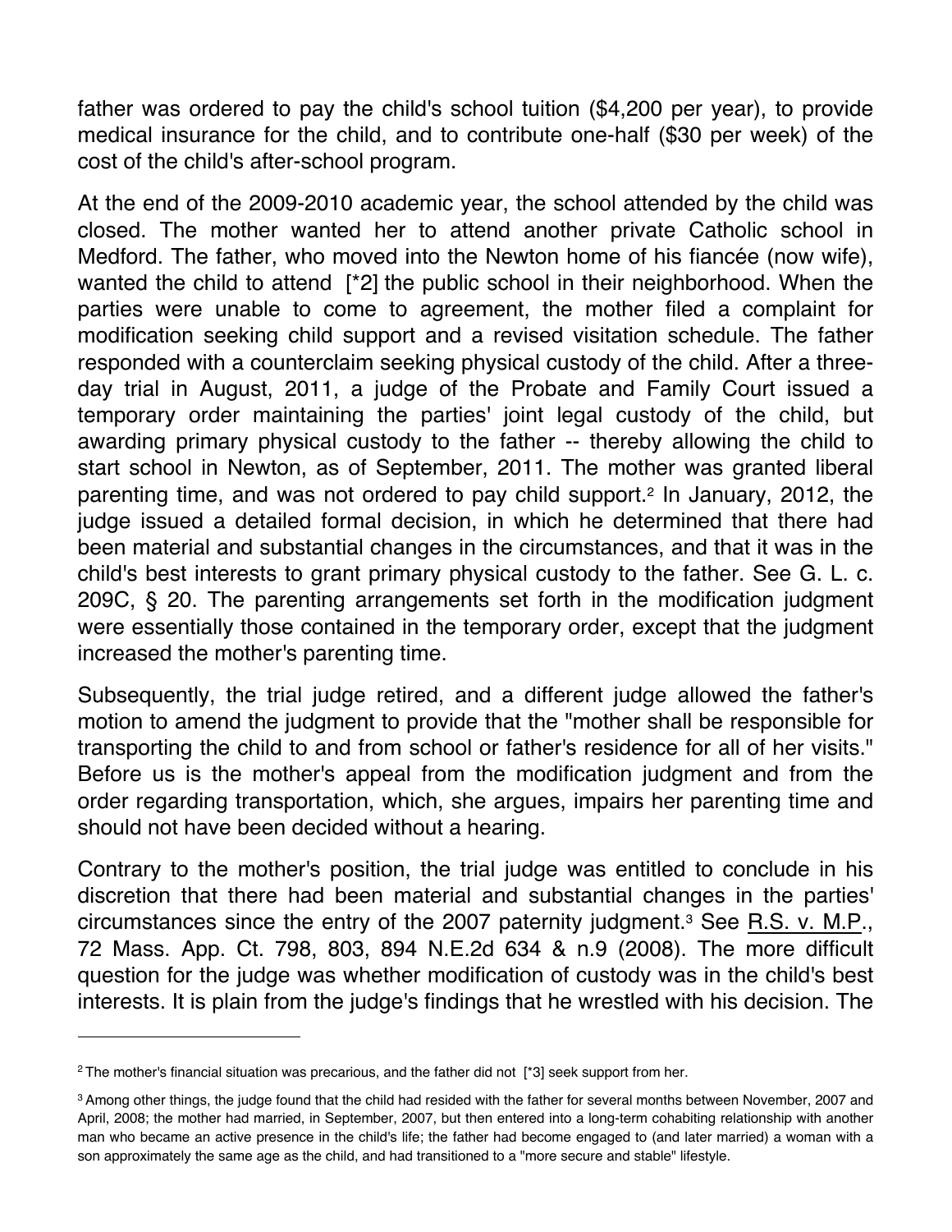father was ordered to pay the child's school tuition ($4,200 per year), to provide medical insurance for the child, and to contribute one-half ($30 per week) of the cost of the child's after-school program.

At the end of the 2009-2010 academic year, the school attended by the child was closed. The mother wanted her to attend another private Catholic school in Medford. The father, who moved into the Newton home of his fiancée (now wife), wanted the child to attend [*2] the public school in their neighborhood. When the parties were unable to come to agreement, the mother filed a complaint for modification seeking child support and a revised visitation schedule. The father responded with a counterclaim seeking physical custody of the child. After a three-day trial in August, 2011, a judge of the Probate and Family Court issued a temporary order maintaining the parties' joint legal custody of the child, but awarding primary physical custody to the father -- thereby allowing the child to start school in Newton, as of September, 2011. The mother was granted liberal parenting time, and was not ordered to pay child support.[2] In January, 2012, the judge issued a detailed formal decision, in which he determined that there had been material and substantial changes in the circumstances, and that it was in the child's best interests to grant primary physical custody to the father. See G. L. c. 209C, § 20. The parenting arrangements set forth in the modification judgment were essentially those contained in the temporary order, except that the judgment increased the mother's parenting time.

Subsequently, the trial judge retired, and a different judge allowed the father's motion to amend the judgment to provide that the "mother shall be responsible for transporting the child to and from school or father's residence for all of her visits." Before us is the mother's appeal from the modification judgment and from the order regarding transportation, which, she argues, impairs her parenting time and should not have been decided without a hearing.

Contrary to the mother's position, the trial judge was entitled to conclude in his discretion that there had been material and substantial changes in the parties' circumstances since the entry of the 2007 paternity judgment.[3] See R.S. v. M.P., 72 Mass. App. Ct. 798, 803, 894 N.E.2d 634 & n.9 (2008). The more difficult question for the judge was whether modification of custody was in the child's best interests. It is plain from the judge's findings that he wrestled with his decision. The

---

[2] The mother's financial situation was precarious, and the father did not [*3] seek support from her.

[3] Among other things, the judge found that the child had resided with the father for several months between November, 2007 and April, 2008; the mother had married, in September, 2007, but then entered into a long-term cohabiting relationship with another man who became an active presence in the child's life; the father had become engaged to (and later married) a woman with a son approximately the same age as the child, and had transitioned to a "more secure and stable" lifestyle.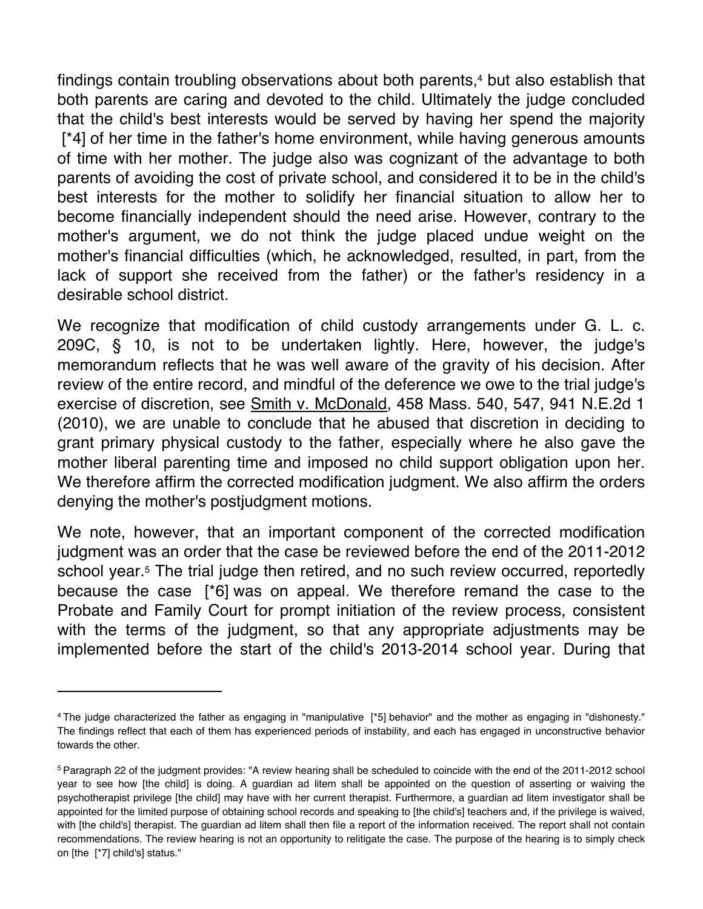findings contain troubling observations about both parents,[4] but also establish that both parents are caring and devoted to the child. Ultimately the judge concluded that the child's best interests would be served by having her spend the majority [*4] of her time in the father's home environment, while having generous amounts of time with her mother. The judge also was cognizant of the advantage to both parents of avoiding the cost of private school, and considered it to be in the child's best interests for the mother to solidify her financial situation to allow her to become financially independent should the need arise. However, contrary to the mother's argument, we do not think the judge placed undue weight on the mother's financial difficulties (which, he acknowledged, resulted, in part, from the lack of support she received from the father) or the father's residency in a desirable school district.

We recognize that modification of child custody arrangements under G. L. c. 209C, § 10, is not to be undertaken lightly. Here, however, the judge's memorandum reflects that he was well aware of the gravity of his decision. After review of the entire record, and mindful of the deference we owe to the trial judge's exercise of discretion, see Smith v. McDonald, 458 Mass. 540, 547, 941 N.E.2d 1 (2010), we are unable to conclude that he abused that discretion in deciding to grant primary physical custody to the father, especially where he also gave the mother liberal parenting time and imposed no child support obligation upon her. We therefore affirm the corrected modification judgment. We also affirm the orders denying the mother's postjudgment motions.

We note, however, that an important component of the corrected modification judgment was an order that the case be reviewed before the end of the 2011-2012 school year.[5] The trial judge then retired, and no such review occurred, reportedly because the case [*6] was on appeal. We therefore remand the case to the Probate and Family Court for prompt initiation of the review process, consistent with the terms of the judgment, so that any appropriate adjustments may be implemented before the start of the child's 2013-2014 school year. During that

---

[4] The judge characterized the father as engaging in "manipulative [*5] behavior" and the mother as engaging in "dishonesty." The findings reflect that each of them has experienced periods of instability, and each has engaged in unconstructive behavior towards the other.

[5] Paragraph 22 of the judgment provides: "A review hearing shall be scheduled to coincide with the end of the 2011-2012 school year to see how [the child] is doing. A guardian ad litem shall be appointed on the question of asserting or waiving the psychotherapist privilege [the child] may have with her current therapist. Furthermore, a guardian ad litem investigator shall be appointed for the limited purpose of obtaining school records and speaking to [the child's] teachers and, if the privilege is waived, with [the child's] therapist. The guardian ad litem shall then file a report of the information received. The report shall not contain recommendations. The review hearing is not an opportunity to relitigate the case. The purpose of the hearing is to simply check on [the [*7] child's] status."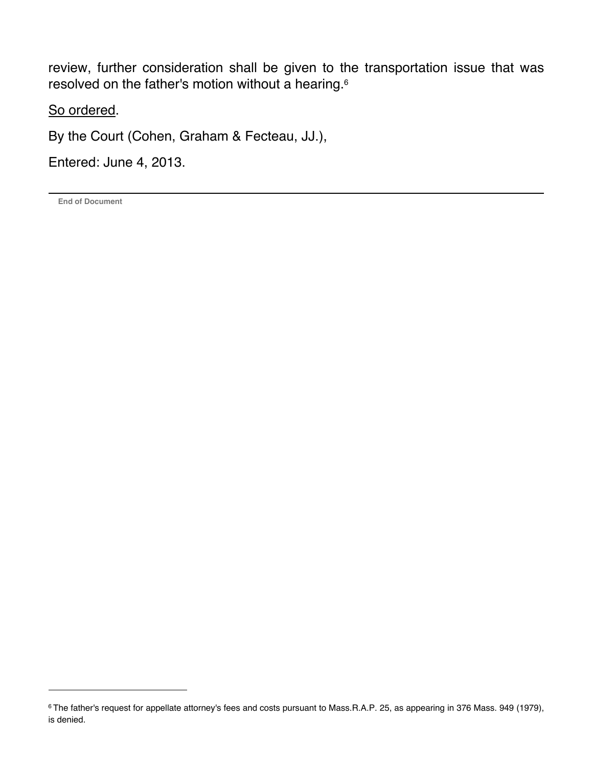review, further consideration shall be given to the transportation issue that was resolved on the father's motion without a hearing.[6]

So ordered.

By the Court (Cohen, Graham & Fecteau, JJ.),

Entered: June 4, 2013.

End of Document

---

[6] The father's request for appellate attorney's fees and costs pursuant to Mass.R.A.P. 25, as appearing in 376 Mass. 949 (1979), is denied.